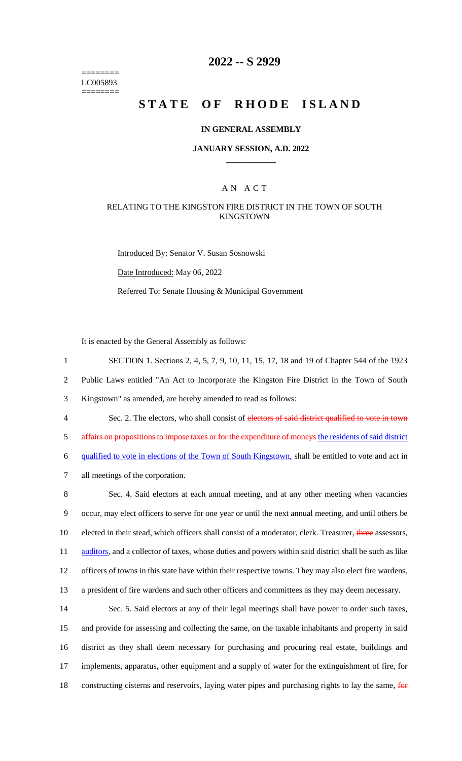========
LC005893
========

# 2022 -- S 2929

# STATE OF RHODE ISLAND

### IN GENERAL ASSEMBLY

### JANUARY SESSION, A.D. 2022

## A N A C T

### RELATING TO THE KINGSTON FIRE DISTRICT IN THE TOWN OF SOUTH KINGSTOWN

Introduced By: Senator V. Susan Sosnowski

Date Introduced: May 06, 2022

Referred To: Senate Housing & Municipal Government

It is enacted by the General Assembly as follows:

1 SECTION 1. Sections 2, 4, 5, 7, 9, 10, 11, 15, 17, 18 and 19 of Chapter 544 of the 1923
2 Public Laws entitled "An Act to Incorporate the Kingston Fire District in the Town of South
3 Kingstown" as amended, are hereby amended to read as follows:

4 Sec. 2. The electors, who shall consist of ~~electors of said district qualified to vote in town~~
5 ~~affairs on propositions to impose taxes or for the expenditure of moneys~~ <u>the residents of said district</u>
6 <u>qualified to vote in elections of the Town of South Kingstown,</u> shall be entitled to vote and act in
7 all meetings of the corporation.

8 Sec. 4. Said electors at each annual meeting, and at any other meeting when vacancies
9 occur, may elect officers to serve for one year or until the next annual meeting, and until others be
10 elected in their stead, which officers shall consist of a moderator, clerk. Treasurer, ~~three~~ assessors,
11 <u>auditors</u>, and a collector of taxes, whose duties and powers within said district shall be such as like
12 officers of towns in this state have within their respective towns. They may also elect fire wardens,
13 a president of fire wardens and such other officers and committees as they may deem necessary.

14 Sec. 5. Said electors at any of their legal meetings shall have power to order such taxes,
15 and provide for assessing and collecting the same, on the taxable inhabitants and property in said
16 district as they shall deem necessary for purchasing and procuring real estate, buildings and
17 implements, apparatus, other equipment and a supply of water for the extinguishment of fire, for
18 constructing cisterns and reservoirs, laying water pipes and purchasing rights to lay the same, ~~for~~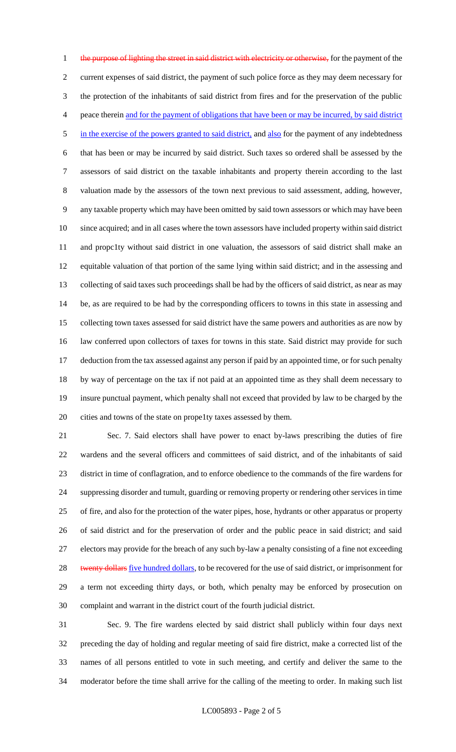the purpose of lighting the street in said district with electricity or otherwise, for the payment of the current expenses of said district, the payment of such police force as they may deem necessary for the protection of the inhabitants of said district from fires and for the preservation of the public peace therein and for the payment of obligations that have been or may be incurred, by said district in the exercise of the powers granted to said district, and also for the payment of any indebtedness that has been or may be incurred by said district. Such taxes so ordered shall be assessed by the assessors of said district on the taxable inhabitants and property therein according to the last valuation made by the assessors of the town next previous to said assessment, adding, however, any taxable property which may have been omitted by said town assessors or which may have been since acquired; and in all cases where the town assessors have included property within said district and propc1ty without said district in one valuation, the assessors of said district shall make an equitable valuation of that portion of the same lying within said district; and in the assessing and collecting of said taxes such proceedings shall be had by the officers of said district, as near as may be, as are required to be had by the corresponding officers to towns in this state in assessing and collecting town taxes assessed for said district have the same powers and authorities as are now by law conferred upon collectors of taxes for towns in this state. Said district may provide for such deduction from the tax assessed against any person if paid by an appointed time, or for such penalty by way of percentage on the tax if not paid at an appointed time as they shall deem necessary to insure punctual payment, which penalty shall not exceed that provided by law to be charged by the cities and towns of the state on prope1ty taxes assessed by them.

Sec. 7. Said electors shall have power to enact by-laws prescribing the duties of fire wardens and the several officers and committees of said district, and of the inhabitants of said district in time of conflagration, and to enforce obedience to the commands of the fire wardens for suppressing disorder and tumult, guarding or removing property or rendering other services in time of fire, and also for the protection of the water pipes, hose, hydrants or other apparatus or property of said district and for the preservation of order and the public peace in said district; and said electors may provide for the breach of any such by-law a penalty consisting of a fine not exceeding ~~twenty dollars~~ five hundred dollars, to be recovered for the use of said district, or imprisonment for a term not exceeding thirty days, or both, which penalty may be enforced by prosecution on complaint and warrant in the district court of the fourth judicial district.

Sec. 9. The fire wardens elected by said district shall publicly within four days next preceding the day of holding and regular meeting of said fire district, make a corrected list of the names of all persons entitled to vote in such meeting, and certify and deliver the same to the moderator before the time shall arrive for the calling of the meeting to order. In making such list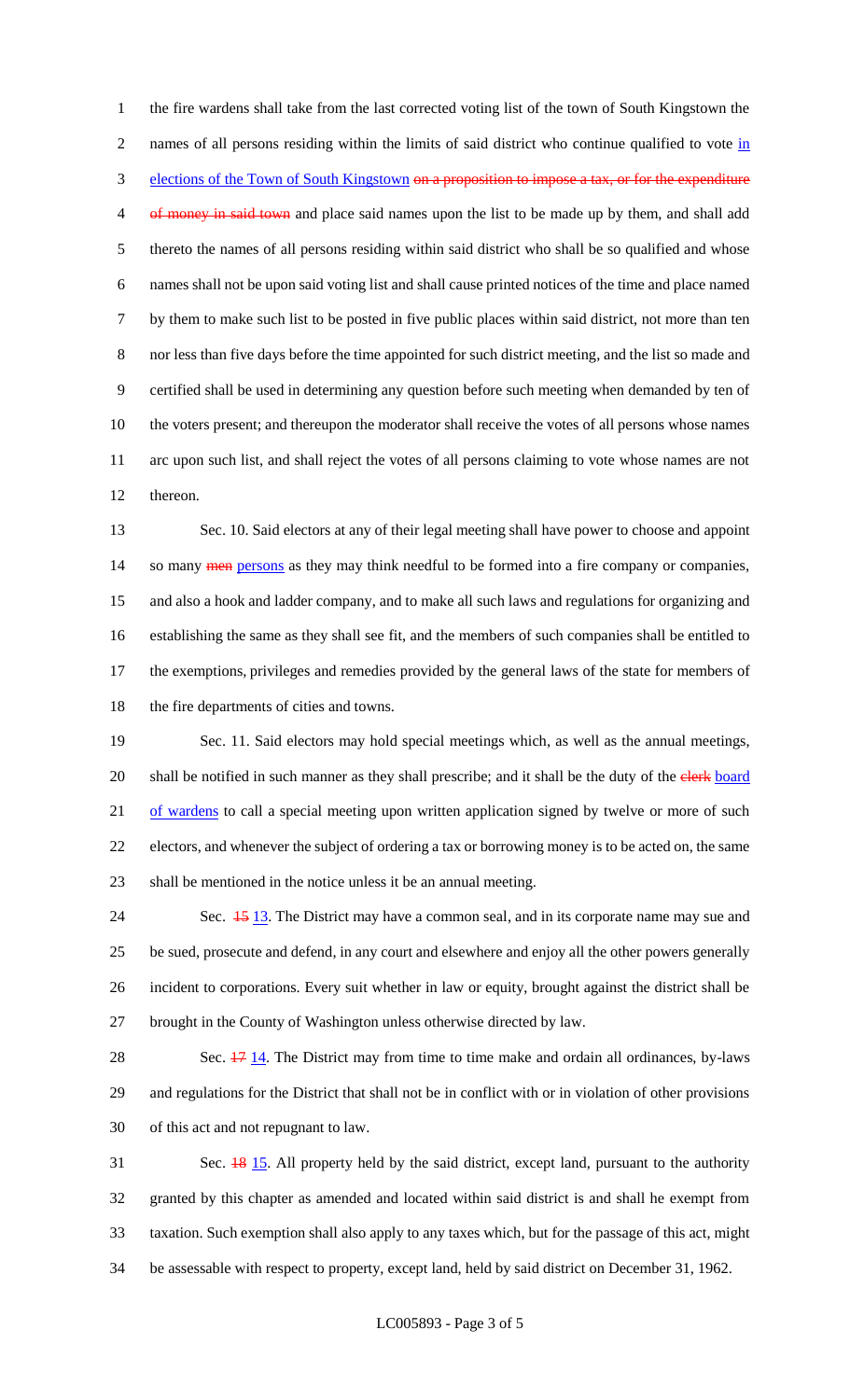the fire wardens shall take from the last corrected voting list of the town of South Kingstown the names of all persons residing within the limits of said district who continue qualified to vote in elections of the Town of South Kingstown ~~on a proposition to impose a tax, or for the expenditure of money in said town~~ and place said names upon the list to be made up by them, and shall add thereto the names of all persons residing within said district who shall be so qualified and whose names shall not be upon said voting list and shall cause printed notices of the time and place named by them to make such list to be posted in five public places within said district, not more than ten nor less than five days before the time appointed for such district meeting, and the list so made and certified shall be used in determining any question before such meeting when demanded by ten of the voters present; and thereupon the moderator shall receive the votes of all persons whose names arc upon such list, and shall reject the votes of all persons claiming to vote whose names are not thereon.

Sec. 10. Said electors at any of their legal meeting shall have power to choose and appoint so many ~~men~~ persons as they may think needful to be formed into a fire company or companies, and also a hook and ladder company, and to make all such laws and regulations for organizing and establishing the same as they shall see fit, and the members of such companies shall be entitled to the exemptions, privileges and remedies provided by the general laws of the state for members of the fire departments of cities and towns.

Sec. 11. Said electors may hold special meetings which, as well as the annual meetings, shall be notified in such manner as they shall prescribe; and it shall be the duty of the ~~clerk~~ board of wardens to call a special meeting upon written application signed by twelve or more of such electors, and whenever the subject of ordering a tax or borrowing money is to be acted on, the same shall be mentioned in the notice unless it be an annual meeting.

Sec. ~~15~~ 13. The District may have a common seal, and in its corporate name may sue and be sued, prosecute and defend, in any court and elsewhere and enjoy all the other powers generally incident to corporations. Every suit whether in law or equity, brought against the district shall be brought in the County of Washington unless otherwise directed by law.

Sec. ~~17~~ 14. The District may from time to time make and ordain all ordinances, by-laws and regulations for the District that shall not be in conflict with or in violation of other provisions of this act and not repugnant to law.

Sec. ~~18~~ 15. All property held by the said district, except land, pursuant to the authority granted by this chapter as amended and located within said district is and shall he exempt from taxation. Such exemption shall also apply to any taxes which, but for the passage of this act, might be assessable with respect to property, except land, held by said district on December 31, 1962.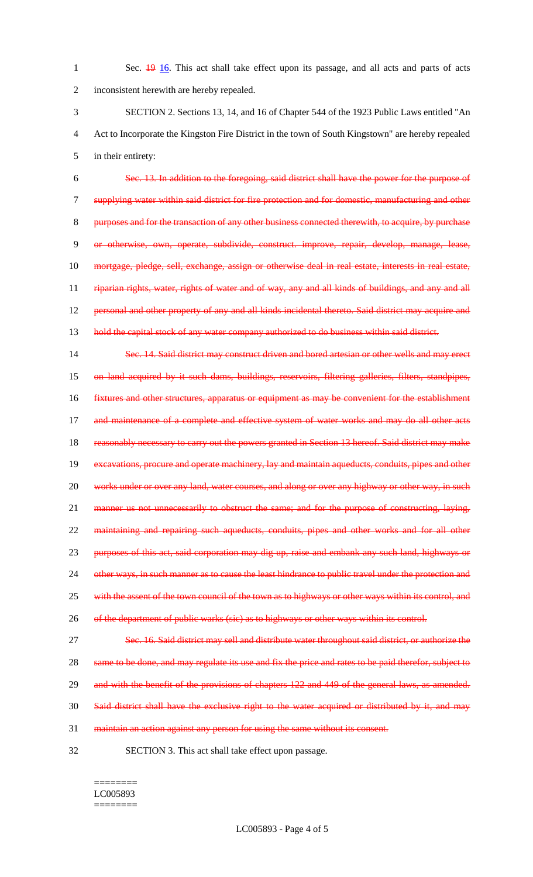Sec. ~~19~~ 16. This act shall take effect upon its passage, and all acts and parts of acts inconsistent herewith are hereby repealed.

SECTION 2. Sections 13, 14, and 16 of Chapter 544 of the 1923 Public Laws entitled "An Act to Incorporate the Kingston Fire District in the town of South Kingstown" are hereby repealed in their entirety:

~~Sec. 13. In addition to the foregoing, said district shall have the power for the purpose of supplying water within said district for fire protection and for domestic, manufacturing and other purposes and for the transaction of any other business connected therewith, to acquire, by purchase or otherwise, own, operate, subdivide, construct. improve, repair, develop, manage, lease, mortgage, pledge, sell, exchange, assign or otherwise deal in real estate, interests in real estate, riparian rights, water, rights of water and of way, any and all kinds of buildings, and any and all personal and other property of any and all kinds incidental thereto. Said district may acquire and hold the capital stock of any water company authorized to do business within said district.~~

~~Sec. 14. Said district may construct driven and bored artesian or other wells and may erect on land acquired by it such dams, buildings, reservoirs, filtering galleries, filters, standpipes, fixtures and other structures, apparatus or equipment as may be convenient for the establishment and maintenance of a complete and effective system of water works and may do all other acts reasonably necessary to carry out the powers granted in Section 13 hereof. Said district may make excavations, procure and operate machinery, lay and maintain aqueducts, conduits, pipes and other works under or over any land, water courses, and along or over any highway or other way, in such manner us not unnecessarily to obstruct the same; and for the purpose of constructing, laying, maintaining and repairing such aqueducts, conduits, pipes and other works and for all other purposes of this act, said corporation may dig up, raise and embank any such land, highways or other ways, in such manner as to cause the least hindrance to public travel under the protection and with the assent of the town council of the town as to highways or other ways within its control, and of the department of public warks (sic) as to highways or other ways within its control.~~

~~Sec. 16. Said district may sell and distribute water throughout said district, or authorize the same to be done, and may regulate its use and fix the price and rates to be paid therefor, subject to and with the benefit of the provisions of chapters 122 and 449 of the general laws, as amended. Said district shall have the exclusive right to the water acquired or distributed by it, and may maintain an action against any person for using the same without its consent.~~

SECTION 3. This act shall take effect upon passage.

========
LC005893
========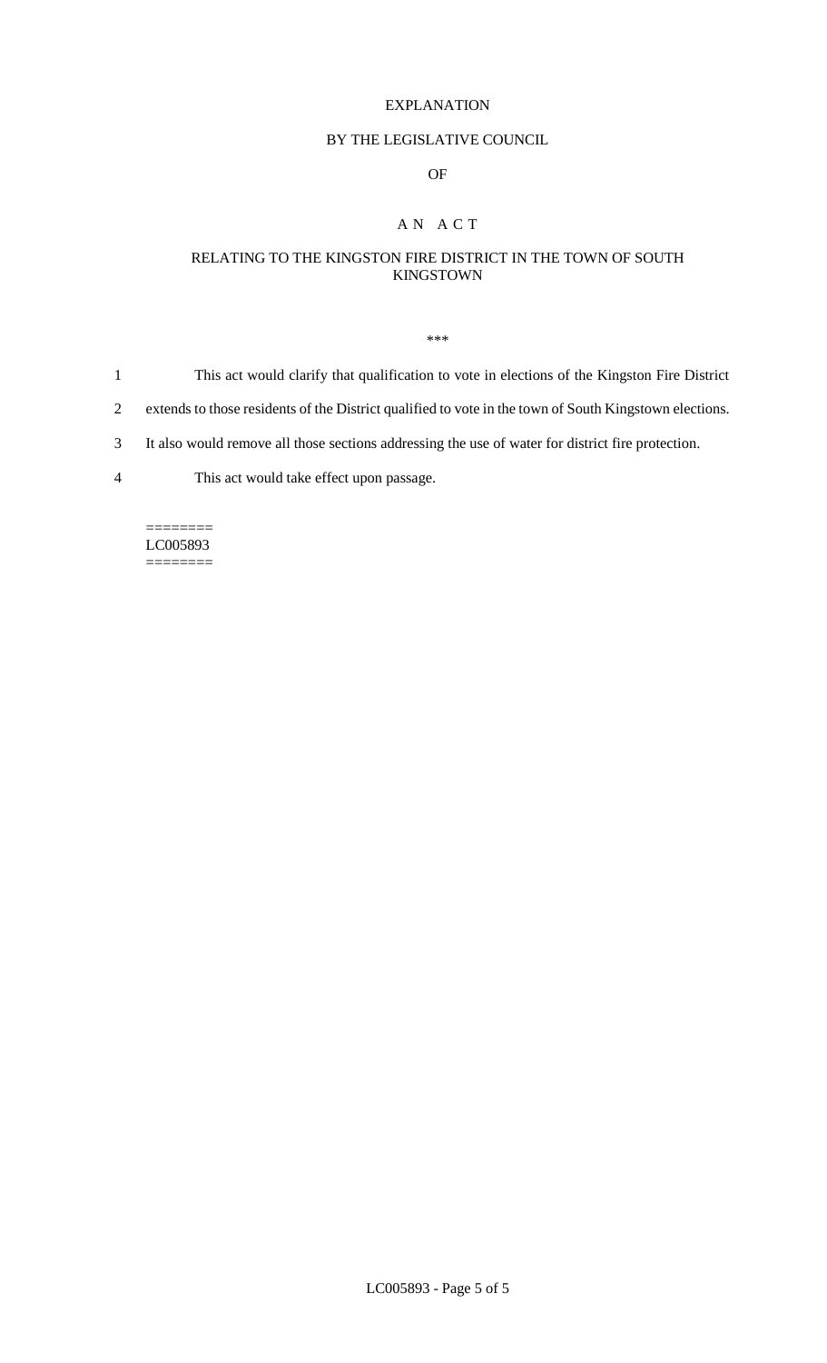EXPLANATION

BY THE LEGISLATIVE COUNCIL

OF

# A N A C T

RELATING TO THE KINGSTON FIRE DISTRICT IN THE TOWN OF SOUTH KINGSTOWN

\*\*\*

This act would clarify that qualification to vote in elections of the Kingston Fire District extends to those residents of the District qualified to vote in the town of South Kingstown elections. It also would remove all those sections addressing the use of water for district fire protection.

This act would take effect upon passage.

========
LC005893
========